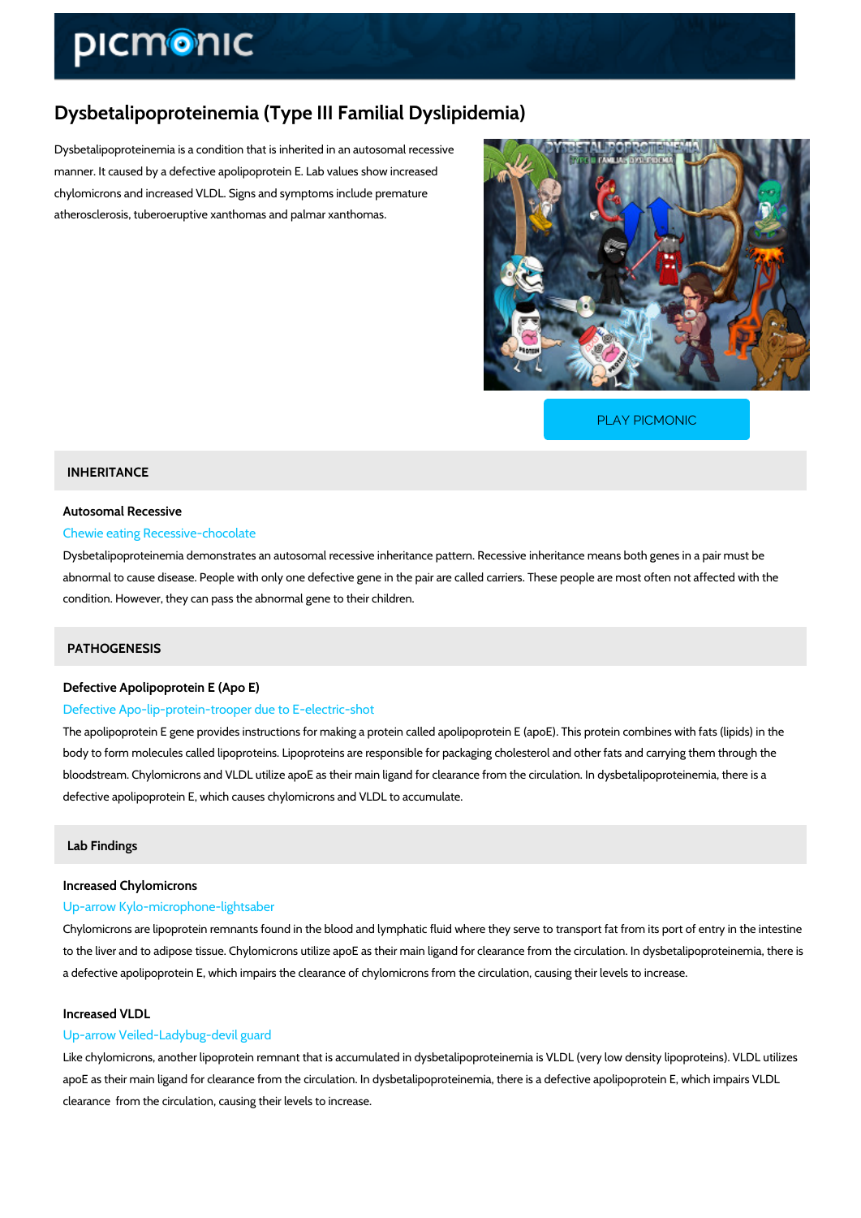# Dysbetalipoproteinemia (Type III Familial Dyslipidemia)

Dysbetalipoproteinemia is a condition that is inherited in an autosomal recessive manner. It caused by a defective apolipoprotein E. Lab values show increased chylomicrons and increased VLDL. Signs and symptoms include premature atherosclerosis, tuberoeruptive xanthomas and palmar xanthomas.

PLAY PICMONIC

## INHERITANCE

### Autosomal Recessive

Chewie eating Recessive-chocolate

Dysbetalipoproteinemia demonstrates an autosomal recessive inheritance pattern. Recessive inheritance means both genes in a pair must be abnormal to cause disease. People with only one defective gene in the pair are called carriers. These people are most often not affected with the condition. However, they can pass the abnormal gene to their children.

## PATHOGENESIS

### Defective Apolipoprotein E (Apo E)

Defective Apo-lip-protein-trooper due to E-electric-shot

The apolipoprotein E gene provides instructions for making a protein called apolipoprotein E (apoE). This protein combines with fats (lipids) in the body to form molecules called lipoproteins. Lipoproteins are responsible for packaging cholesterol and other fats and carrying them through the bloodstream. Chylomicrons and VLDL utilize apoE as their main ligand for clearance from the circulation. In dysbetalipoproteinemia, there is a defective apolipoprotein E, which causes chylomicrons and VLDL to accumulate.

## Lab Findings

### Increased Chylomicrons

Up-arrow Kylo-microphone-lightsaber

Chylomicrons are lipoprotein remnants found in the blood and lymphatic fluid where they serve to transport fat from its port of entry in the intestine to the liver and to adipose tissue. Chylomicrons utilize apoE as their main ligand for clearance from the circulation. In dysbetalipoproteinemia, there is a defective apolipoprotein E, which impairs the clearance of chylomicrons from the circulation, causing their levels to increase.

### Increased VLDL

Up-arrow Veiled-Ladybug-devil guard

Like chylomicrons, another lipoprotein remnant that is accumulated in dysbetalipoproteinemia is VLDL (very low density lipoproteins). VLDL utilizes apoE as their main ligand for clearance from the circulation. In dysbetalipoproteinemia, there is a defective apolipoprotein E, which impairs VLDL clearance from the circulation, causing their levels to increase.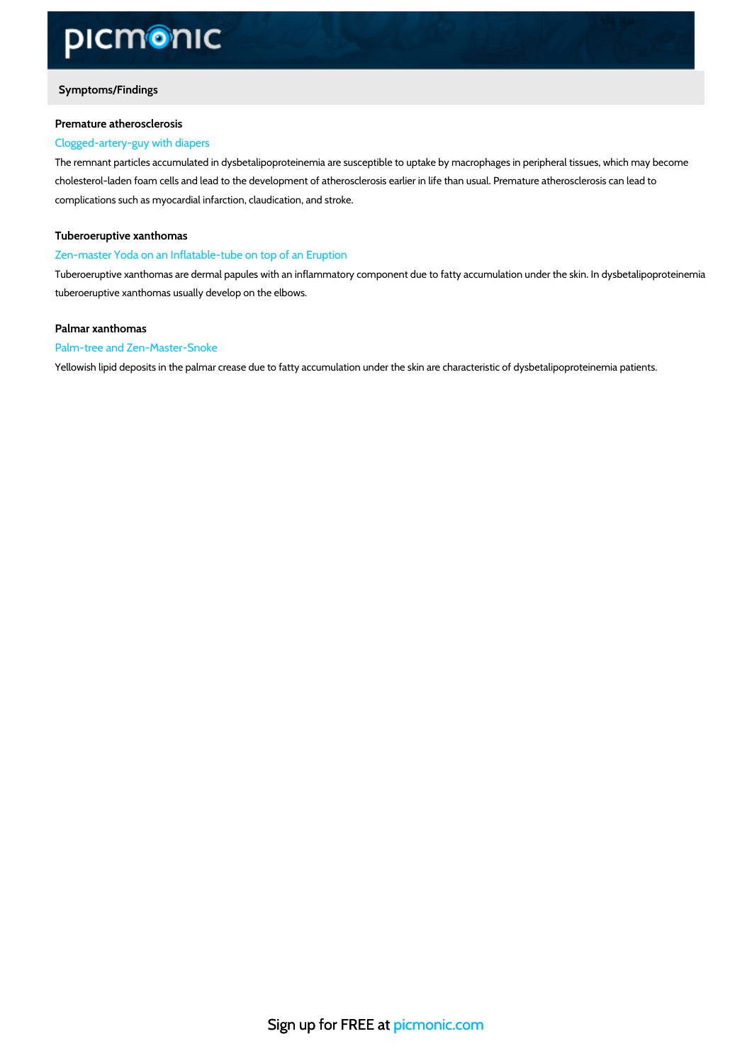## Symptoms/Findings

### Premature atherosclerosis

Clogged-artery-guy with diapers

The remnant particles accumulated in dysbetalipoproteinemia are susceptible to uptake by macrophages in peripheral tissues, which may become cholesterol-laden foam cells and lead to the development of atherosclerosis earlier in life than usual. Premature atherosclerosis can lead to complications such as myocardial infarction, claudication, and stroke.

### Tuberoeruptive xanthomas

Zen-master Yoda on an Inflatable-tube on top of an Eruption

Tuberoeruptive xanthomas are dermal papules with an inflammatory component due to fatty accumulation under the skin. In dysbetalipoproteinemia tuberoeruptive xanthomas usually develop on the elbows.

### Palmar xanthomas

Palm-tree and Zen-Master-Snoke

Yellowish lipid deposits in the palmar crease due to fatty accumulation under the skin are characteristic of dysbetalipoproteinemia patients.